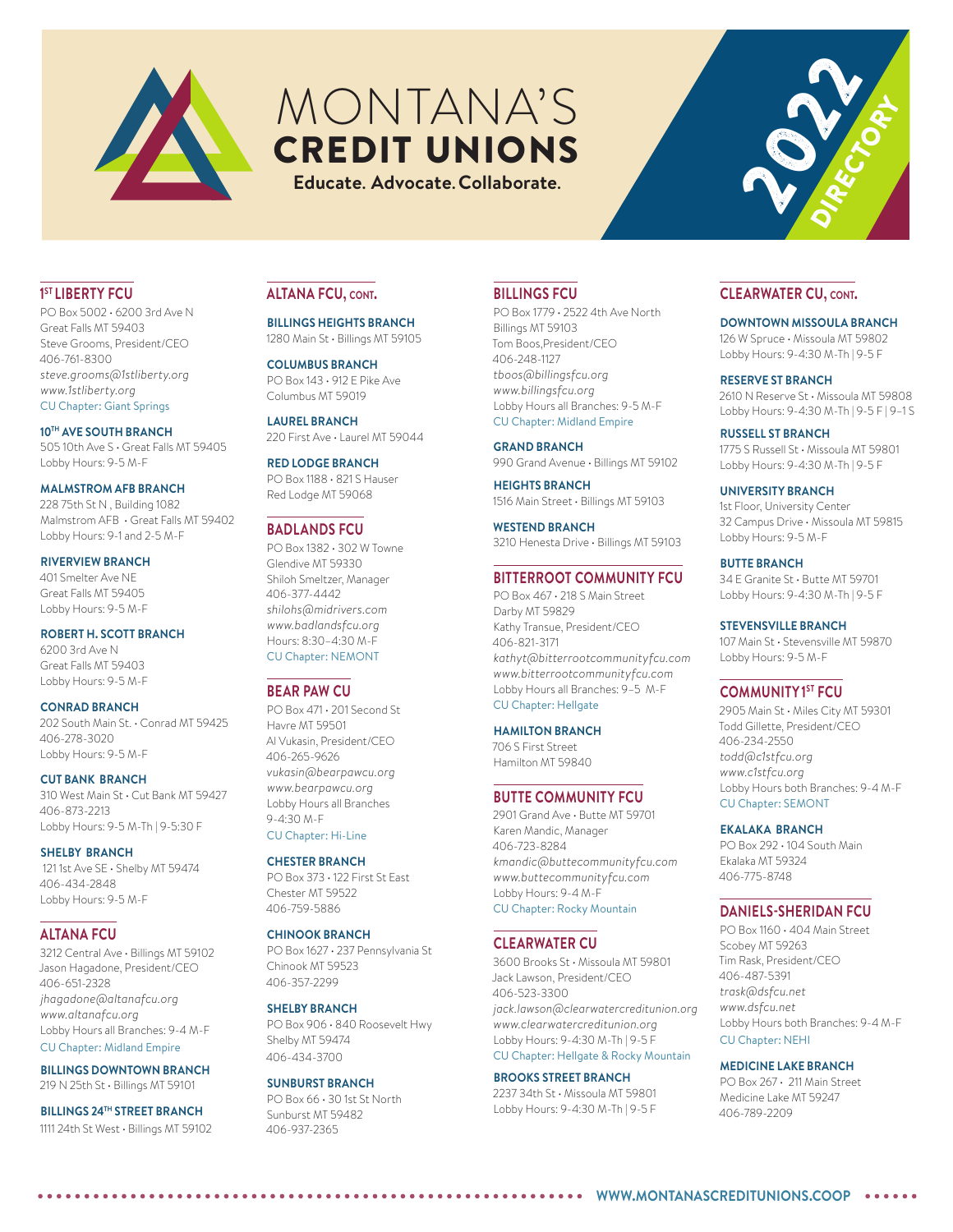# MONTANA'S CREDIT UNIONS

**Educate. Advocate. Collaborate.**

2022 DIRECTORY

## 1ST LIBERTY FCU

PO Box 5002 • 6200 3rd Ave N
Great Falls MT 59403
Steve Grooms, President/CEO
406-761-8300
*steve.grooms@1stliberty.org*
*www.1stliberty.org*
CU Chapter: Giant Springs

**10TH AVE SOUTH BRANCH**
505 10th Ave S • Great Falls MT 59405
Lobby Hours: 9-5 M-F

**MALMSTROM AFB BRANCH**
228 75th St N , Building 1082
Malmstrom AFB • Great Falls MT 59402
Lobby Hours: 9-1 and 2-5 M-F

**RIVERVIEW BRANCH**
401 Smelter Ave NE
Great Falls MT 59405
Lobby Hours: 9-5 M-F

**ROBERT H. SCOTT BRANCH**
6200 3rd Ave N
Great Falls MT 59403
Lobby Hours: 9-5 M-F

**CONRAD BRANCH**
202 South Main St. • Conrad MT 59425
406-278-3020
Lobby Hours: 9-5 M-F

**CUT BANK BRANCH**
310 West Main St • Cut Bank MT 59427
406-873-2213
Lobby Hours: 9-5 M-Th | 9-5:30 F

**SHELBY BRANCH**
121 1st Ave SE • Shelby MT 59474
406-434-2848
Lobby Hours: 9-5 M-F

## ALTANA FCU

3212 Central Ave • Billings MT 59102
Jason Hagadone, President/CEO
406-651-2328
*jhagadone@altanafcu.org*
*www.altanafcu.org*
Lobby Hours all Branches: 9-4 M-F
CU Chapter: Midland Empire

**BILLINGS DOWNTOWN BRANCH**
219 N 25th St • Billings MT 59101

**BILLINGS 24TH STREET BRANCH**
1111 24th St West • Billings MT 59102

## ALTANA FCU, CONT.

**BILLINGS HEIGHTS BRANCH**
1280 Main St • Billings MT 59105

**COLUMBUS BRANCH**
PO Box 143 • 912 E Pike Ave
Columbus MT 59019

**LAUREL BRANCH**
220 First Ave • Laurel MT 59044

**RED LODGE BRANCH**
PO Box 1188 • 821 S Hauser
Red Lodge MT 59068

## BADLANDS FCU

PO Box 1382 • 302 W Towne
Glendive MT 59330
Shiloh Smeltzer, Manager
406-377-4442
*shilohs@midrivers.com*
*www.badlandsfcu.org*
Hours: 8:30–4:30 M-F
CU Chapter: NEMONT

## BEAR PAW CU

PO Box 471 • 201 Second St
Havre MT 59501
Al Vukasin, President/CEO
406-265-9626
*vukasin@bearpawcu.org*
*www.bearpawcu.org*
Lobby Hours all Branches
9-4:30 M-F
CU Chapter: Hi-Line

**CHESTER BRANCH**
PO Box 373 • 122 First St East
Chester MT 59522
406-759-5886

**CHINOOK BRANCH**
PO Box 1627 • 237 Pennsylvania St
Chinook MT 59523
406-357-2299

**SHELBY BRANCH**
PO Box 906 • 840 Roosevelt Hwy
Shelby MT 59474
406-434-3700

**SUNBURST BRANCH**
PO Box 66 • 30 1st St North
Sunburst MT 59482
406-937-2365

## BILLINGS FCU

PO Box 1779 • 2522 4th Ave North
Billings MT 59103
Tom Boos,President/CEO
406-248-1127
*tboos@billingsfcu.org*
*www.billingsfcu.org*
Lobby Hours all Branches: 9-5 M-F
CU Chapter: Midland Empire

**GRAND BRANCH**
990 Grand Avenue • Billings MT 59102

**HEIGHTS BRANCH**
1516 Main Street • Billings MT 59103

**WESTEND BRANCH**
3210 Henesta Drive • Billings MT 59103

## BITTERROOT COMMUNITY FCU

PO Box 467 • 218 S Main Street
Darby MT 59829
Kathy Transue, President/CEO
406-821-3171
*kathyt@bitterrootcommunityfcu.com*
*www.bitterrootcommunityfcu.com*
Lobby Hours all Branches: 9–5 M-F
CU Chapter: Hellgate

**HAMILTON BRANCH**
706 S First Street
Hamilton MT 59840

## BUTTE COMMUNITY FCU

2901 Grand Ave • Butte MT 59701
Karen Mandic, Manager
406-723-8284
*kmandic@buttecommunityfcu.com*
*www.buttecommunityfcu.com*
Lobby Hours: 9-4 M-F
CU Chapter: Rocky Mountain

## CLEARWATER CU

3600 Brooks St • Missoula MT 59801
Jack Lawson, President/CEO
406-523-3300
*jack.lawson@clearwatercreditunion.org*
*www.clearwatercreditunion.org*
Lobby Hours: 9-4:30 M-Th | 9-5 F
CU Chapter: Hellgate & Rocky Mountain

**BROOKS STREET BRANCH**
2237 34th St • Missoula MT 59801
Lobby Hours: 9-4:30 M-Th | 9-5 F

## CLEARWATER CU, CONT.

**DOWNTOWN MISSOULA BRANCH**
126 W Spruce • Missoula MT 59802
Lobby Hours: 9-4:30 M-Th | 9-5 F

**RESERVE ST BRANCH**
2610 N Reserve St • Missoula MT 59808
Lobby Hours: 9-4:30 M-Th | 9-5 F | 9–1 S

**RUSSELL ST BRANCH**
1775 S Russell St • Missoula MT 59801
Lobby Hours: 9-4:30 M-Th | 9-5 F

**UNIVERSITY BRANCH**
1st Floor, University Center
32 Campus Drive • Missoula MT 59815
Lobby Hours: 9-5 M-F

**BUTTE BRANCH**
34 E Granite St • Butte MT 59701
Lobby Hours: 9-4:30 M-Th | 9-5 F

**STEVENSVILLE BRANCH**
107 Main St • Stevensville MT 59870
Lobby Hours: 9-5 M-F

## COMMUNITY 1ST FCU

2905 Main St • Miles City MT 59301
Todd Gillette, President/CEO
406-234-2550
*todd@c1stfcu.org*
*www.c1stfcu.org*
Lobby Hours both Branches: 9-4 M-F
CU Chapter: SEMONT

**EKALAKA BRANCH**
PO Box 292 • 104 South Main
Ekalaka MT 59324
406-775-8748

## DANIELS-SHERIDAN FCU

PO Box 1160 • 404 Main Street
Scobey MT 59263
Tim Rask, President/CEO
406-487-5391
*trask@dsfcu.net*
*www.dsfcu.net*
Lobby Hours both Branches: 9-4 M-F
CU Chapter: NEHI

**MEDICINE LAKE BRANCH**
PO Box 267 • 211 Main Street
Medicine Lake MT 59247
406-789-2209

WWW.MONTANASCREDITUNIONS.COOP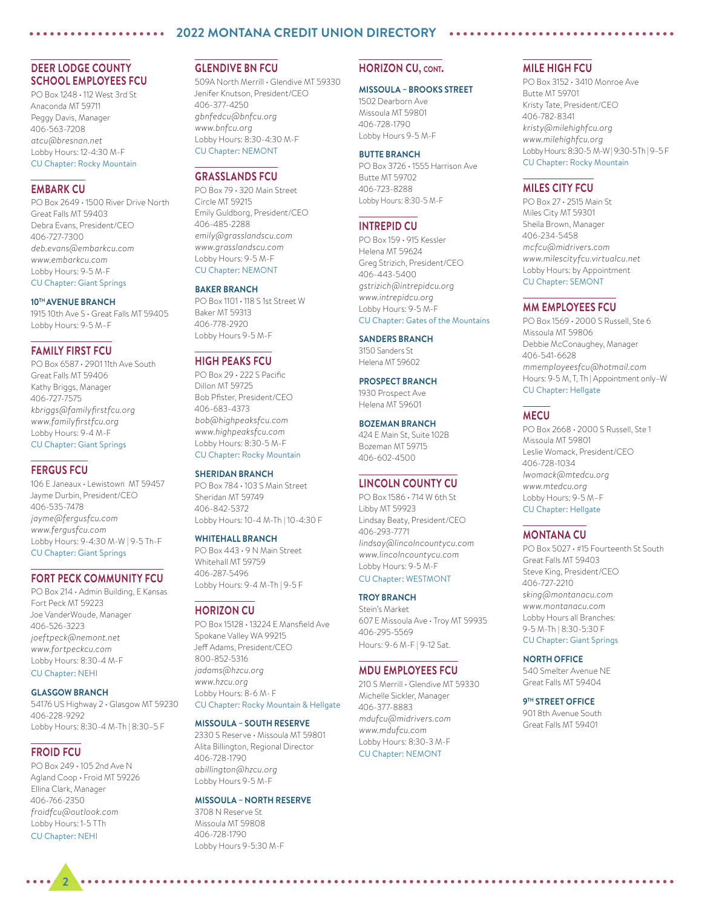## DEER LODGE COUNTY SCHOOL EMPLOYEES FCU

PO Box 1248 • 112 West 3rd St
Anaconda MT 59711
Peggy Davis, Manager
406-563-7208
*atcu@bresnan.net*
Lobby Hours: 12-4:30 M-F
CU Chapter: Rocky Mountain

## EMBARK CU

PO Box 2649 • 1500 River Drive North
Great Falls MT 59403
Debra Evans, President/CEO
406-727-7300
*deb.evans@embarkcu.com*
*www.embarkcu.com*
Lobby Hours: 9-5 M-F
CU Chapter: Giant Springs

### 10TH AVENUE BRANCH

1915 10th Ave S • Great Falls MT 59405
Lobby Hours: 9-5 M–F

## FAMILY FIRST FCU

PO Box 6587 • 2901 11th Ave South
Great Falls MT 59406
Kathy Briggs, Manager
406-727-7575
*kbriggs@familyfirstfcu.org*
*www.familyfirstfcu.org*
Lobby Hours: 9-4 M-F
CU Chapter: Giant Springs

## FERGUS FCU

106 E Janeaux • Lewistown MT 59457
Jayme Durbin, President/CEO
406-535-7478
*jayme@fergusfcu.com*
*www.fergusfcu.com*
Lobby Hours: 9-4:30 M-W | 9-5 Th-F
CU Chapter: Giant Springs

## FORT PECK COMMUNITY FCU

PO Box 214 • Admin Building, E Kansas
Fort Peck MT 59223
Joe VanderWoude, Manager
406-526-3223
*joeftpeck@nemont.net*
*www.fortpeckcu.com*
Lobby Hours: 8:30-4 M-F
CU Chapter: NEHI

### GLASGOW BRANCH

54176 US Highway 2 • Glasgow MT 59230
406-228-9292
Lobby Hours: 8:30-4 M-Th | 8:30–5 F

## FROID FCU

PO Box 249 • 105 2nd Ave N
Agland Coop • Froid MT 59226
Ellina Clark, Manager
406-766-2350
*froidfcu@outlook.com*
Lobby Hours: 1-5 TTh
CU Chapter: NEHI

## GLENDIVE BN FCU

509A North Merrill • Glendive MT 59330
Jenifer Knutson, President/CEO
406-377-4250
*gbnfedcu@bnfcu.org*
*www.bnfcu.org*
Lobby Hours: 8:30-4:30 M-F
CU Chapter: NEMONT

## GRASSLANDS FCU

PO Box 79 • 320 Main Street
Circle MT 59215
Emily Guldborg, President/CEO
406-485-2288
*emily@grasslandscu.com*
*www.grasslandscu.com*
Lobby Hours: 9-5 M-F
CU Chapter: NEMONT

### BAKER BRANCH

PO Box 1101 • 118 S 1st Street W
Baker MT 59313
406-778-2920
Lobby Hours 9-5 M-F

## HIGH PEAKS FCU

PO Box 29 • 222 S Pacific
Dillon MT 59725
Bob Pfister, President/CEO
406-683-4373
*bob@highpeaksfcu.com*
*www.highpeaksfcu.com*
Lobby Hours: 8:30-5 M-F
CU Chapter: Rocky Mountain

### SHERIDAN BRANCH

PO Box 784 • 103 S Main Street
Sheridan MT 59749
406-842-5372
Lobby Hours: 10-4 M-Th | 10-4:30 F

### WHITEHALL BRANCH

PO Box 443 • 9 N Main Street
Whitehall MT 59759
406-287-5496
Lobby Hours: 9-4 M-Th | 9-5 F

## HORIZON CU

PO Box 15128 • 13224 E Mansfield Ave
Spokane Valley WA 99215
Jeff Adams, President/CEO
800-852-5316
*jadams@hzcu.org*
*www.hzcu.org*
Lobby Hours: 8-6 M- F
CU Chapter: Rocky Mountain & Hellgate

### MISSOULA – SOUTH RESERVE

2330 S Reserve • Missoula MT 59801
Alita Billington, Regional Director
406-728-1790
*abillington@hzcu.org*
Lobby Hours 9-5 M-F

### MISSOULA – NORTH RESERVE

3708 N Reserve St
Missoula MT 59808
406-728-1790
Lobby Hours 9-5:30 M-F

## HORIZON CU, CONT.

### MISSOULA – BROOKS STREET

1502 Dearborn Ave
Missoula MT 59801
406-728-1790
Lobby Hours 9-5 M-F

### BUTTE BRANCH

PO Box 3726 • 1555 Harrison Ave
Butte MT 59702
406-723-8288
Lobby Hours: 8:30-5 M-F

## INTREPID CU

PO Box 159 • 915 Kessler
Helena MT 59624
Greg Strizich, President/CEO
406-443-5400
*gstrizich@intrepidcu.org*
*www.intrepidcu.org*
Lobby Hours: 9-5 M-F
CU Chapter: Gates of the Mountains

### SANDERS BRANCH

3150 Sanders St
Helena MT 59602

### PROSPECT BRANCH

1930 Prospect Ave
Helena MT 59601

### BOZEMAN BRANCH

424 E Main St, Suite 102B
Bozeman MT 59715
406-602-4500

## LINCOLN COUNTY CU

PO Box 1586 • 714 W 6th St
Libby MT 59923
Lindsay Beaty, President/CEO
406-293-7771
*lindsay@lincolncountycu.com*
*www.lincolncountycu.com*
Lobby Hours: 9-5 M-F
CU Chapter: WESTMONT

### TROY BRANCH

Stein's Market
607 E Missoula Ave • Troy MT 59935
406-295-5569
Hours: 9-6 M-F | 9-12 Sat.

## MDU EMPLOYEES FCU

210 S Merrill • Glendive MT 59330
Michelle Sickler, Manager
406-377-8883
*mdufcu@midrivers.com*
*www.mdufcu.com*
Lobby Hours: 8:30-3 M-F
CU Chapter: NEMONT

## MILE HIGH FCU

PO Box 3152 • 3410 Monroe Ave
Butte MT 59701
Kristy Tate, President/CEO
406-782-8341
*kristy@milehighfcu.org*
*www.milehighfcu.org*
Lobby Hours: 8:30-5 M-W | 9:30-5 Th | 9–5 F
CU Chapter: Rocky Mountain

## MILES CITY FCU

PO Box 27 • 2515 Main St
Miles City MT 59301
Sheila Brown, Manager
406-234-5458
*mcfcu@midrivers.com*
*www.milescityfcu.virtualcu.net*
Lobby Hours: by Appointment
CU Chapter: SEMONT

## MM EMPLOYEES FCU

PO Box 1569 • 2000 S Russell, Ste 6
Missoula MT 59806
Debbie McConaughey, Manager
406-541-6628
*mmemployeesfcu@hotmail.com*
Hours: 9-5 M, T, Th | Appointment only–W
CU Chapter: Hellgate

## MECU

PO Box 2668 • 2000 S Russell, Ste 1
Missoula MT 59801
Leslie Womack, President/CEO
406-728-1034
*lwomack@mtedcu.org*
*www.mtedcu.org*
Lobby Hours: 9-5 M–F
CU Chapter: Hellgate

## MONTANA CU

PO Box 5027 • #15 Fourteenth St South
Great Falls MT 59403
Steve King, President/CEO
406-727-2210
*sking@montanacu.com*
*www.montanacu.com*
Lobby Hours all Branches:
9-5 M-Th | 8:30-5:30 F
CU Chapter: Giant Springs

### NORTH OFFICE

540 Smelter Avenue NE
Great Falls MT 59404

### 9TH STREET OFFICE

901 8th Avenue South
Great Falls MT 59401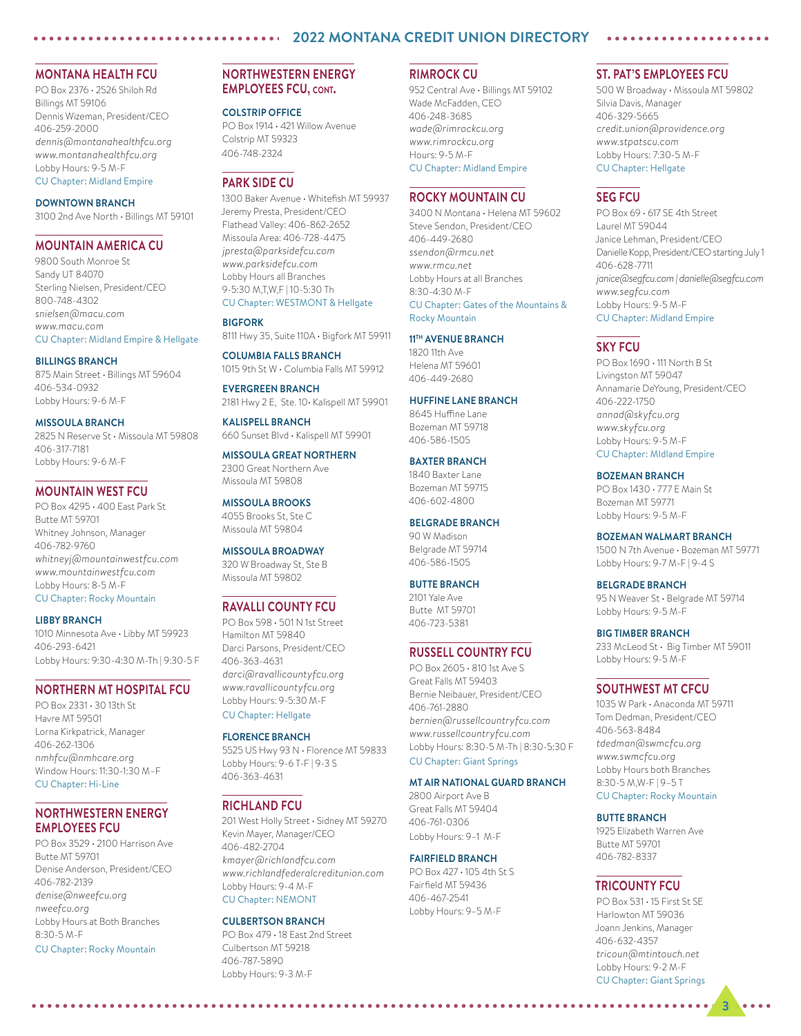## MONTANA HEALTH FCU

PO Box 2376 • 2526 Shiloh Rd
Billings MT 59106
Dennis Wizeman, President/CEO
406-259-2000
*dennis@montanahealthfcu.org*
*www.montanahealthfcu.org*
Lobby Hours: 9-5 M-F
CU Chapter: Midland Empire

### DOWNTOWN BRANCH

3100 2nd Ave North • Billings MT 59101

## MOUNTAIN AMERICA CU

9800 South Monroe St
Sandy UT 84070
Sterling Nielsen, President/CEO
800-748-4302
*snielsen@macu.com*
*www.macu.com*
CU Chapter: Midland Empire & Hellgate

### BILLINGS BRANCH

875 Main Street • Billings MT 59604
406-534-0932
Lobby Hours: 9-6 M-F

### MISSOULA BRANCH

2825 N Reserve St • Missoula MT 59808
406-317-7181
Lobby Hours: 9-6 M-F

## MOUNTAIN WEST FCU

PO Box 4295 • 400 East Park St
Butte MT 59701
Whitney Johnson, Manager
406-782-9760
*whitneyj@mountainwestfcu.com*
*www.mountainwestfcu.com*
Lobby Hours: 8-5 M-F
CU Chapter: Rocky Mountain

### LIBBY BRANCH

1010 Minnesota Ave • Libby MT 59923
406-293-6421
Lobby Hours: 9:30-4:30 M-Th | 9:30-5 F

## NORTHERN MT HOSPITAL FCU

PO Box 2331 • 30 13th St
Havre MT 59501
Lorna Kirkpatrick, Manager
406-262-1306
*nmhfcu@nmhcare.org*
Window Hours: 11:30-1:30 M–F
CU Chapter: Hi-Line

## NORTHWESTERN ENERGY EMPLOYEES FCU

PO Box 3529 • 2100 Harrison Ave
Butte MT 59701
Denise Anderson, President/CEO
406-782-2139
*denise@nweefcu.org*
*nweefcu.org*
Lobby Hours at Both Branches
8:30-5 M-F
CU Chapter: Rocky Mountain

## NORTHWESTERN ENERGY EMPLOYEES FCU, CONT.

### COLSTRIP OFFICE

PO Box 1914 • 421 Willow Avenue
Colstrip MT 59323
406-748-2324

## PARK SIDE CU

1300 Baker Avenue • Whitefish MT 59937
Jeremy Presta, President/CEO
Flathead Valley: 406-862-2652
Missoula Area: 406-728-4475
*jpresta@parksidefcu.com*
*www.parksidefcu.com*
Lobby Hours all Branches
9-5:30 M,T,W,F | 10-5:30 Th
CU Chapter: WESTMONT & Hellgate

### BIGFORK

8111 Hwy 35, Suite 110A • Bigfork MT 59911

### COLUMBIA FALLS BRANCH

1015 9th St W • Columbia Falls MT 59912

### EVERGREEN BRANCH

2181 Hwy 2 E, Ste. 10• Kalispell MT 59901

### KALISPELL BRANCH

660 Sunset Blvd • Kalispell MT 59901

### MISSOULA GREAT NORTHERN

2300 Great Northern Ave
Missoula MT 59808

### MISSOULA BROOKS

4055 Brooks St, Ste C
Missoula MT 59804

### MISSOULA BROADWAY

320 W Broadway St, Ste B
Missoula MT 59802

## RAVALLI COUNTY FCU

PO Box 598 • 501 N 1st Street
Hamilton MT 59840
Darci Parsons, President/CEO
406-363-4631
*darci@ravallicountyfcu.org*
*www.ravallicountyfcu.org*
Lobby Hours: 9-5:30 M-F
CU Chapter: Hellgate

### FLORENCE BRANCH

5525 US Hwy 93 N • Florence MT 59833
Lobby Hours: 9-6 T-F | 9-3 S
406-363-4631

## RICHLAND FCU

201 West Holly Street • Sidney MT 59270
Kevin Mayer, Manager/CEO
406-482-2704
*kmayer@richlandfcu.com*
*www.richlandfederalcreditunion.com*
Lobby Hours: 9-4 M-F
CU Chapter: NEMONT

### CULBERTSON BRANCH

PO Box 479 • 18 East 2nd Street
Culbertson MT 59218
406-787-5890
Lobby Hours: 9-3 M-F

## RIMROCK CU

952 Central Ave • Billings MT 59102
Wade McFadden, CEO
406-248-3685
*wade@rimrockcu.org*
*www.rimrockcu.org*
Hours: 9-5 M-F
CU Chapter: Midland Empire

## ROCKY MOUNTAIN CU

3400 N Montana • Helena MT 59602
Steve Sendon, President/CEO
406-449-2680
*ssendon@rmcu.net*
*www.rmcu.net*
Lobby Hours at all Branches
8:30-4:30 M-F
CU Chapter: Gates of the Mountains & Rocky Mountain

### 11TH AVENUE BRANCH

1820 11th Ave
Helena MT 59601
406-449-2680

### HUFFINE LANE BRANCH

8645 Huffine Lane
Bozeman MT 59718
406-586-1505

### BAXTER BRANCH

1840 Baxter Lane
Bozeman MT 59715
406-602-4800

### BELGRADE BRANCH

90 W Madison
Belgrade MT 59714
406-586-1505

### BUTTE BRANCH

2101 Yale Ave
Butte MT 59701
406-723-5381

## RUSSELL COUNTRY FCU

PO Box 2605 • 810 1st Ave S
Great Falls MT 59403
Bernie Neibauer, President/CEO
406-761-2880
*bernien@russellcountryfcu.com*
*www.russellcountryfcu.com*
Lobby Hours: 8:30-5 M-Th | 8:30-5:30 F
CU Chapter: Giant Springs

### MT AIR NATIONAL GUARD BRANCH

2800 Airport Ave B
Great Falls MT 59404
406-761-0306
Lobby Hours: 9–1 M-F

### FAIRFIELD BRANCH

PO Box 427 • 105 4th St S
Fairfield MT 59436
406-467-2541
Lobby Hours: 9–5 M-F

## ST. PAT'S EMPLOYEES FCU

500 W Broadway • Missoula MT 59802
Silvia Davis, Manager
406-329-5665
*credit.union@providence.org*
*www.stpatscu.com*
Lobby Hours: 7:30-5 M-F
CU Chapter: Hellgate

## SEG FCU

PO Box 69 • 617 SE 4th Street
Laurel MT 59044
Janice Lehman, President/CEO
Danielle Kopp, President/CEO starting July 1
406-628-7711
*janice@segfcu.com | danielle@segfcu.com*
*www.segfcu.com*
Lobby Hours: 9-5 M-F
CU Chapter: Midland Empire

## SKY FCU

PO Box 1690 • 111 North B St
Livingston MT 59047
Annamarie DeYoung, President/CEO
406-222-1750
*annad@skyfcu.org*
*www.skyfcu.org*
Lobby Hours: 9-5 M-F
CU Chapter: MIdland Empire

### BOZEMAN BRANCH

PO Box 1430 • 777 E Main St
Bozeman MT 59771
Lobby Hours: 9-5 M-F

### BOZEMAN WALMART BRANCH

1500 N 7th Avenue • Bozeman MT 59771
Lobby Hours: 9-7 M-F | 9-4 S

### BELGRADE BRANCH

95 N Weaver St • Belgrade MT 59714
Lobby Hours: 9-5 M-F

### BIG TIMBER BRANCH

233 McLeod St • Big Timber MT 59011
Lobby Hours: 9-5 M-F

## SOUTHWEST MT CFCU

1035 W Park • Anaconda MT 59711
Tom Dedman, President/CEO
406-563-8484
*tdedman@swmcfcu.org*
*www.swmcfcu.org*
Lobby Hours both Branches
8:30-5 M,W-F | 9–5 T
CU Chapter: Rocky Mountain

### BUTTE BRANCH

1925 Elizabeth Warren Ave
Butte MT 59701
406-782-8337

## TRICOUNTY FCU

PO Box 531 • 15 First St SE
Harlowton MT 59036
Joann Jenkins, Manager
406-632-4357
*tricoun@mtintouch.net*
Lobby Hours: 9-2 M-F
CU Chapter: Giant Springs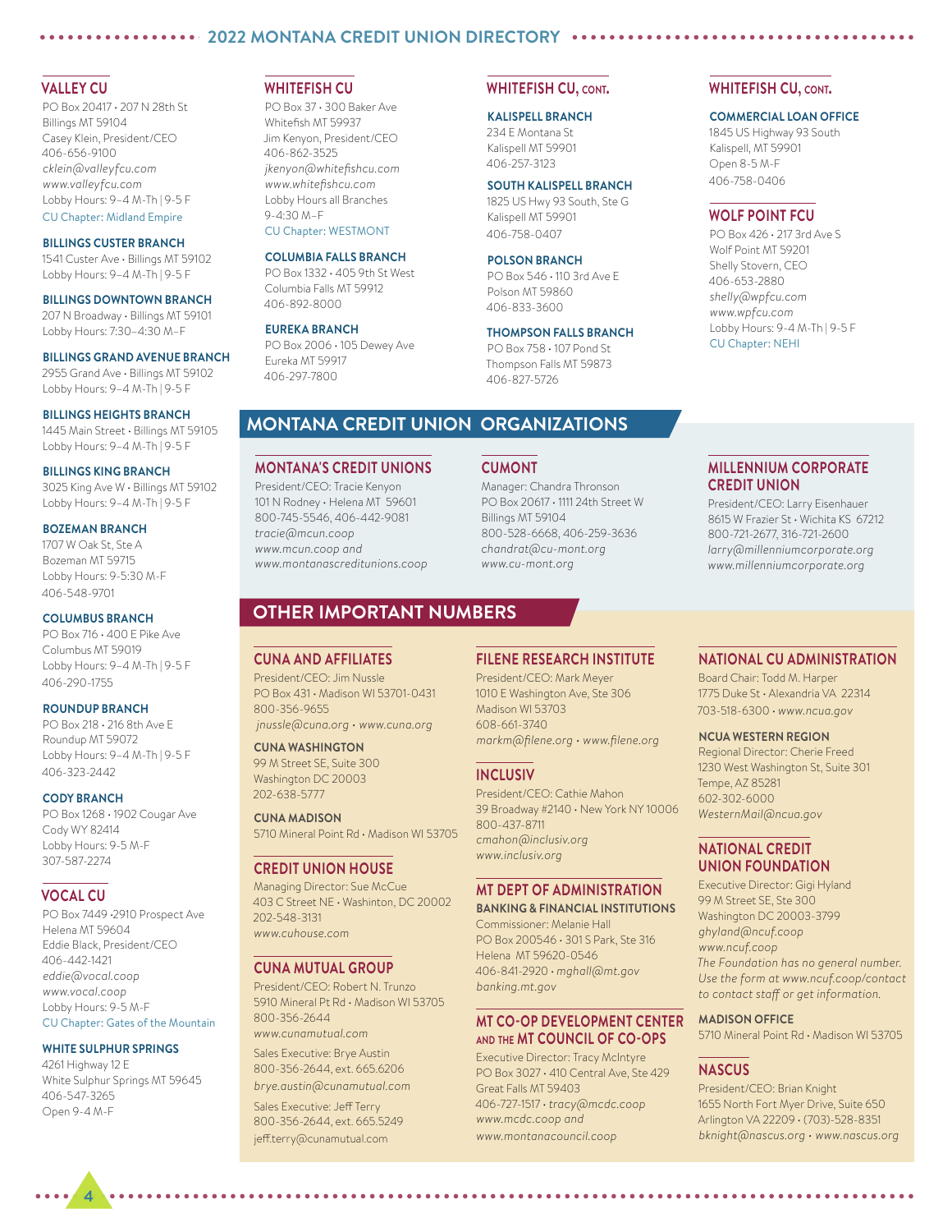# 2022 MONTANA CREDIT UNION DIRECTORY

## VALLEY CU

PO Box 20417 • 207 N 28th St
Billings MT 59104
Casey Klein, President/CEO
406-656-9100
*cklein@valleyfcu.com*
*www.valleyfcu.com*
Lobby Hours: 9–4 M-Th | 9-5 F
CU Chapter: Midland Empire

### BILLINGS CUSTER BRANCH

1541 Custer Ave • Billings MT 59102
Lobby Hours: 9–4 M-Th | 9-5 F

### BILLINGS DOWNTOWN BRANCH

207 N Broadway • Billings MT 59101
Lobby Hours: 7:30–4:30 M–F

### BILLINGS GRAND AVENUE BRANCH

2955 Grand Ave • Billings MT 59102
Lobby Hours: 9–4 M-Th | 9-5 F

### BILLINGS HEIGHTS BRANCH

1445 Main Street • Billings MT 59105
Lobby Hours: 9–4 M-Th | 9-5 F

### BILLINGS KING BRANCH

3025 King Ave W • Billings MT 59102
Lobby Hours: 9–4 M-Th | 9-5 F

### BOZEMAN BRANCH

1707 W Oak St, Ste A
Bozeman MT 59715
Lobby Hours: 9-5:30 M-F
406-548-9701

### COLUMBUS BRANCH

PO Box 716 • 400 E Pike Ave
Columbus MT 59019
Lobby Hours: 9–4 M-Th | 9-5 F
406-290-1755

### ROUNDUP BRANCH

PO Box 218 • 216 8th Ave E
Roundup MT 59072
Lobby Hours: 9–4 M-Th | 9-5 F
406-323-2442

### CODY BRANCH

PO Box 1268 • 1902 Cougar Ave
Cody WY 82414
Lobby Hours: 9-5 M-F
307-587-2274

## VOCAL CU

PO Box 7449 •2910 Prospect Ave
Helena MT 59604
Eddie Black, President/CEO
406-442-1421
*eddie@vocal.coop*
*www.vocal.coop*
Lobby Hours: 9-5 M-F
CU Chapter: Gates of the Mountain

### WHITE SULPHUR SPRINGS

4261 Highway 12 E
White Sulphur Springs MT 59645
406-547-3265
Open 9-4 M-F

## WHITEFISH CU

PO Box 37 • 300 Baker Ave
Whitefish MT 59937
Jim Kenyon, President/CEO
406-862-3525
*jkenyon@whitefishcu.com*
*www.whitefishcu.com*
Lobby Hours all Branches
9-4:30 M–F
CU Chapter: WESTMONT

### COLUMBIA FALLS BRANCH

PO Box 1332 • 405 9th St West
Columbia Falls MT 59912
406-892-8000

### EUREKA BRANCH

PO Box 2006 • 105 Dewey Ave
Eureka MT 59917
406-297-7800

## WHITEFISH CU, CONT.

### KALISPELL BRANCH

234 E Montana St
Kalispell MT 59901
406-257-3123

### SOUTH KALISPELL BRANCH

1825 US Hwy 93 South, Ste G
Kalispell MT 59901
406-758-0407

### POLSON BRANCH

PO Box 546 • 110 3rd Ave E
Polson MT 59860
406-833-3600

### THOMPSON FALLS BRANCH

PO Box 758 • 107 Pond St
Thompson Falls MT 59873
406-827-5726

## WHITEFISH CU, CONT.

### COMMERCIAL LOAN OFFICE

1845 US Highway 93 South
Kalispell, MT 59901
Open 8-5 M-F
406-758-0406

## WOLF POINT FCU

PO Box 426 • 217 3rd Ave S
Wolf Point MT 59201
Shelly Stovern, CEO
406-653-2880
*shelly@wpfcu.com*
*www.wpfcu.com*
Lobby Hours: 9-4 M-Th | 9-5 F
CU Chapter: NEHI

# MONTANA CREDIT UNION ORGANIZATIONS

## MONTANA'S CREDIT UNIONS

President/CEO: Tracie Kenyon
101 N Rodney • Helena MT 59601
800-745-5546, 406-442-9081
*tracie@mcun.coop*
*www.mcun.coop and*
*www.montanascreditunions.coop*

## CUMONT

Manager: Chandra Thronson
PO Box 20617 • 1111 24th Street W
Billings MT 59104
800-528-6668, 406-259-3636
*chandrat@cu-mont.org*
*www.cu-mont.org*

## MILLENNIUM CORPORATE CREDIT UNION

President/CEO: Larry Eisenhauer
8615 W Frazier St • Wichita KS 67212
800-721-2677, 316-721-2600
*larry@millenniumcorporate.org*
*www.millenniumcorporate.org*

# OTHER IMPORTANT NUMBERS

## CUNA AND AFFILIATES

President/CEO: Jim Nussle
PO Box 431 • Madison WI 53701-0431
800-356-9655
*jnussle@cuna.org* • *www.cuna.org*

### CUNA WASHINGTON

99 M Street SE, Suite 300
Washington DC 20003
202-638-5777

### CUNA MADISON

5710 Mineral Point Rd • Madison WI 53705

## CREDIT UNION HOUSE

Managing Director: Sue McCue
403 C Street NE • Washington, DC 20002
202-548-3131
*www.cuhouse.com*

## CUNA MUTUAL GROUP

President/CEO: Robert N. Trunzo
5910 Mineral Pt Rd • Madison WI 53705
800-356-2644
*www.cunamutual.com*

Sales Executive: Brye Austin
800-356-2644, ext. 665.6206
*brye.austin@cunamutual.com*

Sales Executive: Jeff Terry
800-356-2644, ext. 665.5249
jeff.terry@cunamutual.com

## FILENE RESEARCH INSTITUTE

President/CEO: Mark Meyer
1010 E Washington Ave, Ste 306
Madison WI 53703
608-661-3740
*markm@filene.org* • *www.filene.org*

## INCLUSIV

President/CEO: Cathie Mahon
39 Broadway #2140 • New York NY 10006
800-437-8711
*cmahon@inclusiv.org*
*www.inclusiv.org*

## MT DEPT OF ADMINISTRATION

**BANKING & FINANCIAL INSTITUTIONS**
Commissioner: Melanie Hall
PO Box 200546 • 301 S Park, Ste 316
Helena MT 59620-0546
406-841-2920 • *mghall@mt.gov*
*banking.mt.gov*

## MT CO-OP DEVELOPMENT CENTER AND THE MT COUNCIL OF CO-OPS

Executive Director: Tracy McIntyre
PO Box 3027 • 410 Central Ave, Ste 429
Great Falls MT 59403
406-727-1517 • *tracy@mcdc.coop*
*www.mcdc.coop and*
*www.montanacouncil.coop*

## NATIONAL CU ADMINISTRATION

Board Chair: Todd M. Harper
1775 Duke St • Alexandria VA 22314
703-518-6300 • *www.ncua.gov*

### NCUA WESTERN REGION

Regional Director: Cherie Freed
1230 West Washington St, Suite 301
Tempe, AZ 85281
602-302-6000
*WesternMail@ncua.gov*

## NATIONAL CREDIT UNION FOUNDATION

Executive Director: Gigi Hyland
99 M Street SE, Ste 300
Washington DC 20003-3799
*ghyland@ncuf.coop*
*www.ncuf.coop*
*The Foundation has no general number. Use the form at www.ncuf.coop/contact to contact staff or get information.*

### MADISON OFFICE

5710 Mineral Point Rd • Madison WI 53705

## NASCUS

President/CEO: Brian Knight
1655 North Fort Myer Drive, Suite 650
Arlington VA 22209 • (703)-528-8351
*bknight@nascus.org* • *www.nascus.org*